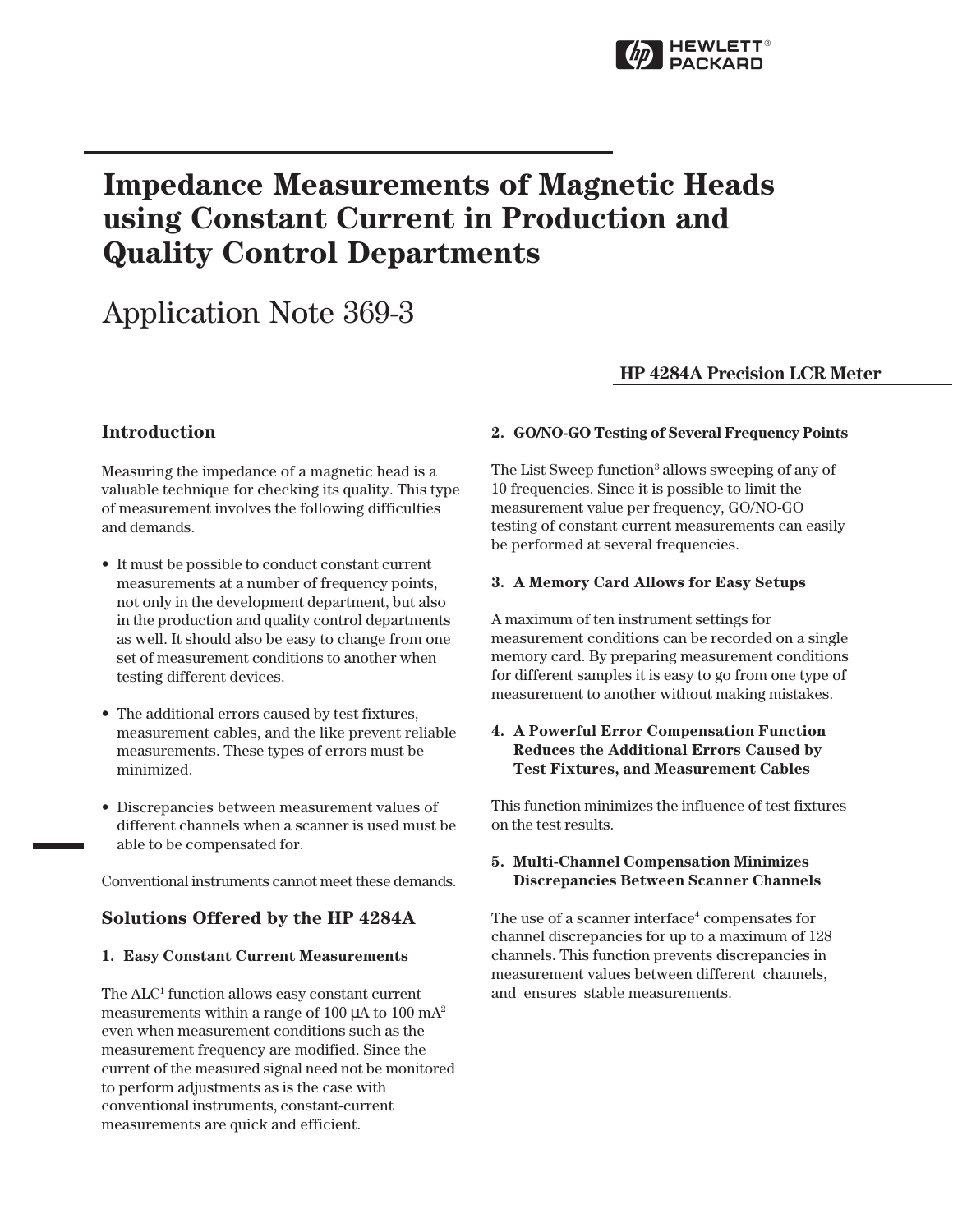# Impedance Measurements of Magnetic Heads using Constant Current in Production and Quality Control Departments

Application Note 369-3

**HP 4284A Precision LCR Meter**

## Introduction

Measuring the impedance of a magnetic head is a valuable technique for checking its quality. This type of measurement involves the following difficulties and demands.

- It must be possible to conduct constant current measurements at a number of frequency points, not only in the development department, but also in the production and quality control departments as well. It should also be easy to change from one set of measurement conditions to another when testing different devices.
- The additional errors caused by test fixtures, measurement cables, and the like prevent reliable measurements. These types of errors must be minimized.
- Discrepancies between measurement values of different channels when a scanner is used must be able to be compensated for.

Conventional instruments cannot meet these demands.

## Solutions Offered by the HP 4284A

**1. Easy Constant Current Measurements**

The ALC[1] function allows easy constant current measurements within a range of 100 μA to 100 mA[2] even when measurement conditions such as the measurement frequency are modified. Since the current of the measured signal need not be monitored to perform adjustments as is the case with conventional instruments, constant-current measurements are quick and efficient.

**2. GO/NO-GO Testing of Several Frequency Points**

The List Sweep function[3] allows sweeping of any of 10 frequencies. Since it is possible to limit the measurement value per frequency, GO/NO-GO testing of constant current measurements can easily be performed at several frequencies.

**3. A Memory Card Allows for Easy Setups**

A maximum of ten instrument settings for measurement conditions can be recorded on a single memory card. By preparing measurement conditions for different samples it is easy to go from one type of measurement to another without making mistakes.

**4. A Powerful Error Compensation Function Reduces the Additional Errors Caused by Test Fixtures, and Measurement Cables**

This function minimizes the influence of test fixtures on the test results.

**5. Multi-Channel Compensation Minimizes Discrepancies Between Scanner Channels**

The use of a scanner interface[4] compensates for channel discrepancies for up to a maximum of 128 channels. This function prevents discrepancies in measurement values between different channels, and ensures stable measurements.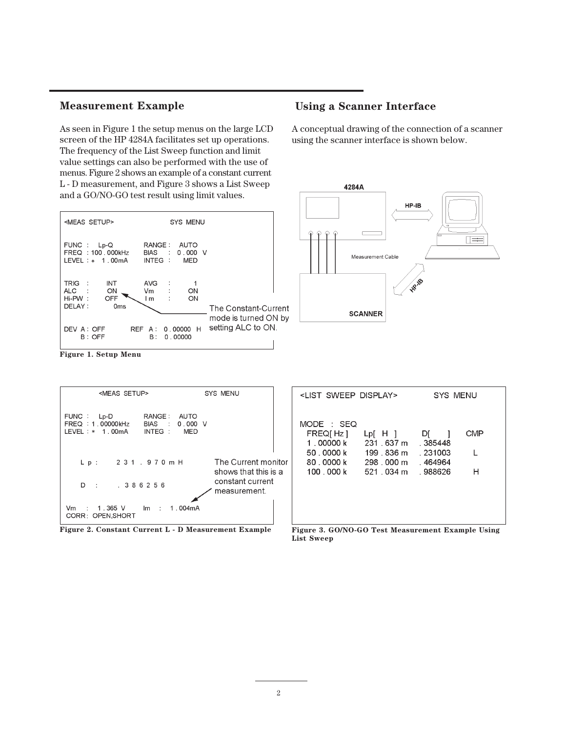## Measurement Example

As seen in Figure 1 the setup menus on the large LCD screen of the HP 4284A facilitates set up operations. The frequency of the List Sweep function and limit value settings can also be performed with the use of menus. Figure 2 shows an example of a constant current L - D measurement, and Figure 3 shows a List Sweep and a GO/NO-GO test result using limit values.

```
<MEAS SETUP>                    SYS MENU

FUNC  :   Lp-Q          RANGE :   AUTO
FREQ  : 100 . 000kHz    BIAS  :  0 . 000  V
LEVEL : *   1 . 00mA    INTEG :     MED

TRIG  :     INT         AVG   :       1
ALC   :     ON          Vm    :      ON
Hi-PW :     OFF         I m   :      ON
DELAY :        0ms

DEV  A : OFF        REF   A :  0 . 00000  H
     B : OFF              B :  0 . 00000
```

The Constant-Current mode is turned ON by setting ALC to ON.

**Figure 1. Setup Menu**

```
<MEAS SETUP>                    SYS MENU

FUNC  :   Lp-D          RANGE :   AUTO
FREQ  : 1 . 00000kHz    BIAS  :  0 . 000  V
LEVEL : *   1 . 00mA    INTEG :     MED

   L p :     2 3 1 . 9 7 0 m H

   D   :       . 3 8 6 2 5 6

Vm   :  1 . 365  V      Im   :   1 . 004mA
CORR : OPEN,SHORT
```

The Current monitor shows that this is a constant current measurement.

**Figure 2. Constant Current L - D Measurement Example**

## Using a Scanner Interface

A conceptual drawing of the connection of a scanner using the scanner interface is shown below.

4284A — HP-IB — Measurement Cable — HP-IB — SCANNER

```
<LIST SWEEP DISPLAY>          SYS MENU

MODE  : SEQ
  FREQ[ Hz ]     Lp[  H  ]     D[     ]     CMP
  1 . 00000 k    231 . 637 m   . 385448
  50 . 0000 k    199 . 836 m   . 231003      L
  80 . 0000 k    298 . 000 m   . 464964
  100 . 000 k    521 . 034 m   . 988626      H
```

**Figure 3. GO/NO-GO Test Measurement Example Using List Sweep**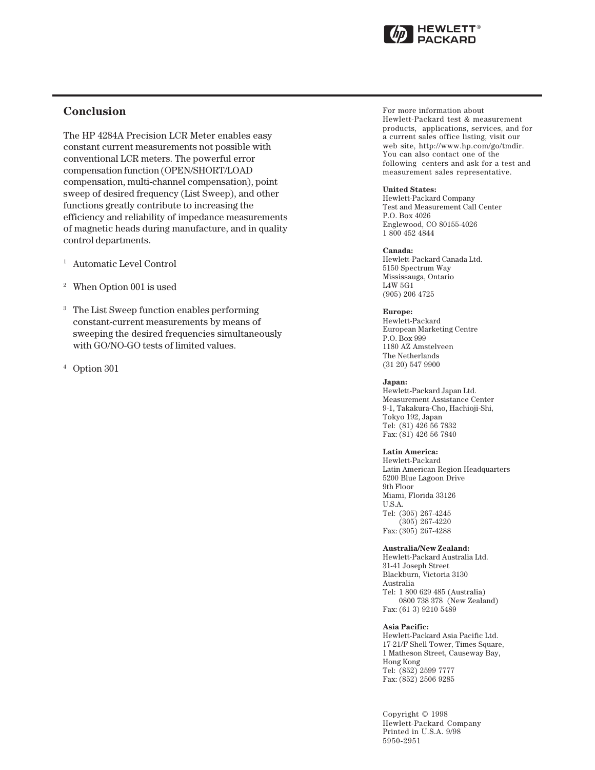## Conclusion

The HP 4284A Precision LCR Meter enables easy constant current measurements not possible with conventional LCR meters. The powerful error compensation function (OPEN/SHORT/LOAD compensation, multi-channel compensation), point sweep of desired frequency (List Sweep), and other functions greatly contribute to increasing the efficiency and reliability of impedance measurements of magnetic heads during manufacture, and in quality control departments.

[1] Automatic Level Control

[2] When Option 001 is used

[3] The List Sweep function enables performing constant-current measurements by means of sweeping the desired frequencies simultaneously with GO/NO-GO tests of limited values.

[4] Option 301

For more information about Hewlett-Packard test & measurement products, applications, services, and for a current sales office listing, visit our web site, http://www.hp.com/go/tmdir. You can also contact one of the following centers and ask for a test and measurement sales representative.

**United States:**
Hewlett-Packard Company
Test and Measurement Call Center
P.O. Box 4026
Englewood, CO 80155-4026
1 800 452 4844

**Canada:**
Hewlett-Packard Canada Ltd.
5150 Spectrum Way
Mississauga, Ontario
L4W 5G1
(905) 206 4725

**Europe:**
Hewlett-Packard
European Marketing Centre
P.O. Box 999
1180 AZ Amstelveen
The Netherlands
(31 20) 547 9900

**Japan:**
Hewlett-Packard Japan Ltd.
Measurement Assistance Center
9-1, Takakura-Cho, Hachioji-Shi,
Tokyo 192, Japan
Tel: (81) 426 56 7832
Fax: (81) 426 56 7840

**Latin America:**
Hewlett-Packard
Latin American Region Headquarters
5200 Blue Lagoon Drive
9th Floor
Miami, Florida 33126
U.S.A.
Tel: (305) 267-4245
(305) 267-4220
Fax: (305) 267-4288

**Australia/New Zealand:**
Hewlett-Packard Australia Ltd.
31-41 Joseph Street
Blackburn, Victoria 3130
Australia
Tel: 1 800 629 485 (Australia)
0800 738 378 (New Zealand)
Fax: (61 3) 9210 5489

**Asia Pacific:**
Hewlett-Packard Asia Pacific Ltd.
17-21/F Shell Tower, Times Square,
1 Matheson Street, Causeway Bay,
Hong Kong
Tel: (852) 2599 7777
Fax: (852) 2506 9285

Copyright © 1998
Hewlett-Packard Company
Printed in U.S.A. 9/98
5950-2951